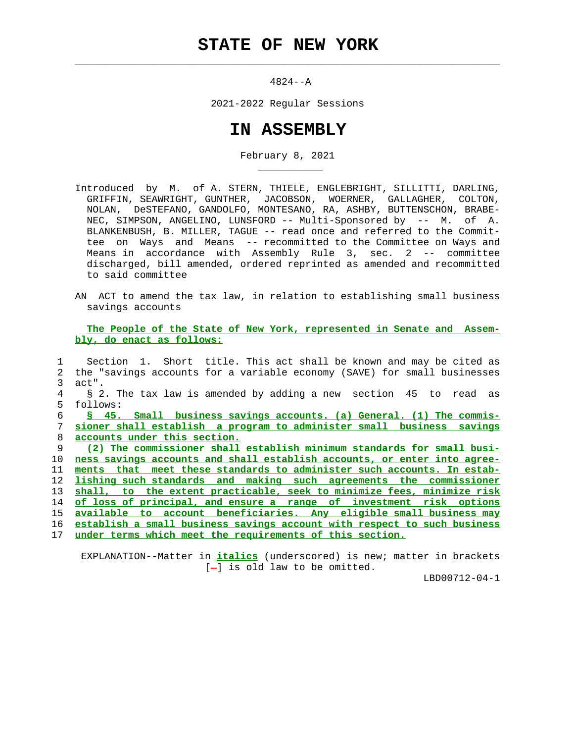# STATE OF NEW YORK

4824--A

2021-2022 Regular Sessions

# IN ASSEMBLY

February 8, 2021

Introduced by M. of A. STERN, THIELE, ENGLEBRIGHT, SILLITTI, DARLING, GRIFFIN, SEAWRIGHT, GUNTHER, JACOBSON, WOERNER, GALLAGHER, COLTON, NOLAN, DeSTEFANO, GANDOLFO, MONTESANO, RA, ASHBY, BUTTENSCHON, BRABENEC, SIMPSON, ANGELINO, LUNSFORD -- Multi-Sponsored by -- M. of A. BLANKENBUSH, B. MILLER, TAGUE -- read once and referred to the Committee on Ways and Means -- recommitted to the Committee on Ways and Means in accordance with Assembly Rule 3, sec. 2 -- committee discharged, bill amended, ordered reprinted as amended and recommitted to said committee

AN ACT to amend the tax law, in relation to establishing small business savings accounts

**The People of the State of New York, represented in Senate and Assembly, do enact as follows:**

1 Section 1. Short title. This act shall be known and may be cited as
2 the "savings accounts for a variable economy (SAVE) for small businesses
3 act".
4 § 2. The tax law is amended by adding a new section 45 to read as
5 follows:
6 *§ 45. Small business savings accounts. (a) General. (1) The commis-*
7 *sioner shall establish a program to administer small business savings*
8 *accounts under this section.*
9 *(2) The commissioner shall establish minimum standards for small busi-*
10 *ness savings accounts and shall establish accounts, or enter into agree-*
11 *ments that meet these standards to administer such accounts. In estab-*
12 *lishing such standards and making such agreements the commissioner*
13 *shall, to the extent practicable, seek to minimize fees, minimize risk*
14 *of loss of principal, and ensure a range of investment risk options*
15 *available to account beneficiaries. Any eligible small business may*
16 *establish a small business savings account with respect to such business*
17 *under terms which meet the requirements of this section.*

EXPLANATION--Matter in *italics* (underscored) is new; matter in brackets [-] is old law to be omitted.

LBD00712-04-1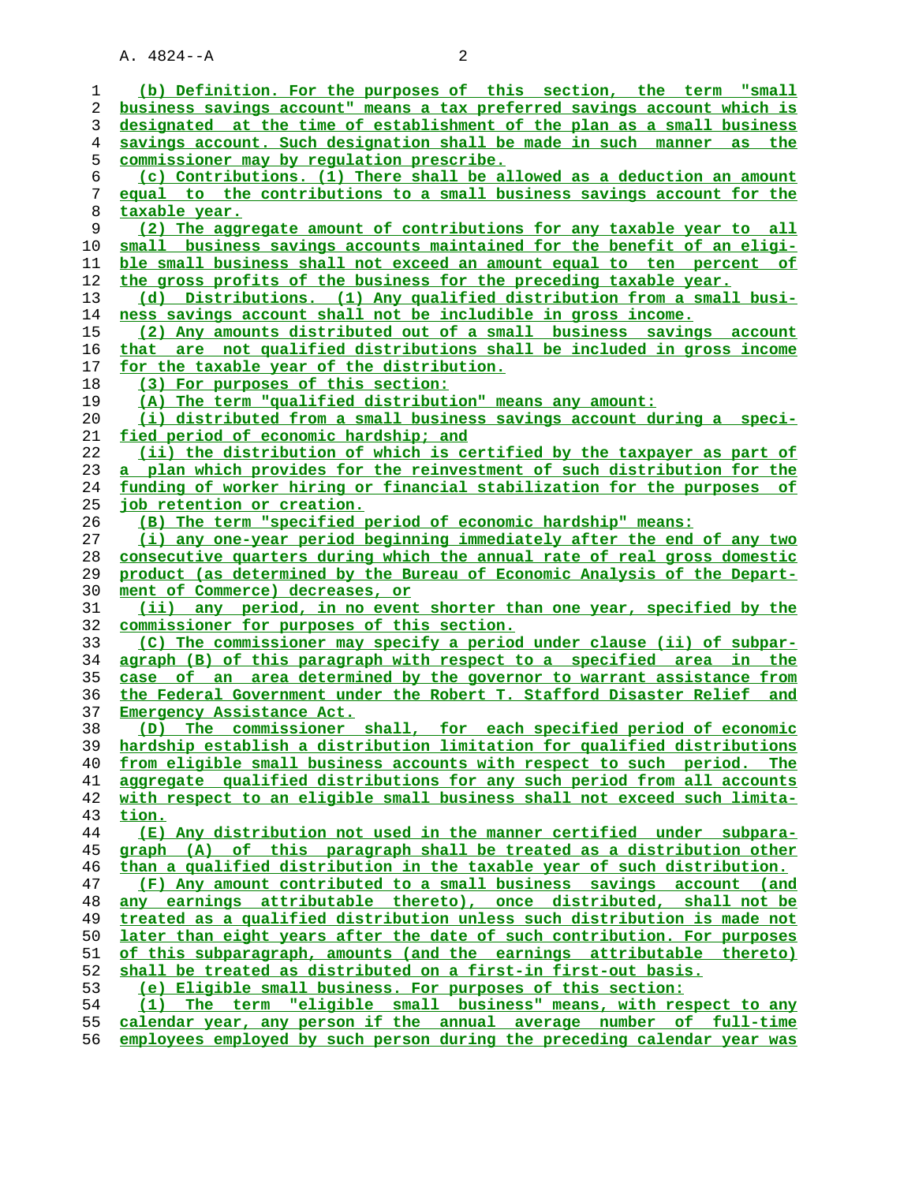(b) Definition. For the purposes of this section, the term "small business savings account" means a tax preferred savings account which is designated at the time of establishment of the plan as a small business savings account. Such designation shall be made in such manner as the commissioner may by regulation prescribe.

(c) Contributions. (1) There shall be allowed as a deduction an amount equal to the contributions to a small business savings account for the taxable year.

(2) The aggregate amount of contributions for any taxable year to all small business savings accounts maintained for the benefit of an eligible small business shall not exceed an amount equal to ten percent of the gross profits of the business for the preceding taxable year.

(d) Distributions. (1) Any qualified distribution from a small business savings account shall not be includible in gross income.

(2) Any amounts distributed out of a small business savings account that are not qualified distributions shall be included in gross income for the taxable year of the distribution.

(3) For purposes of this section:

(A) The term "qualified distribution" means any amount:

(i) distributed from a small business savings account during a specified period of economic hardship; and

(ii) the distribution of which is certified by the taxpayer as part of a plan which provides for the reinvestment of such distribution for the funding of worker hiring or financial stabilization for the purposes of job retention or creation.

(B) The term "specified period of economic hardship" means:

(i) any one-year period beginning immediately after the end of any two consecutive quarters during which the annual rate of real gross domestic product (as determined by the Bureau of Economic Analysis of the Department of Commerce) decreases, or

(ii) any period, in no event shorter than one year, specified by the commissioner for purposes of this section.

(C) The commissioner may specify a period under clause (ii) of subparagraph (B) of this paragraph with respect to a specified area in the case of an area determined by the governor to warrant assistance from the Federal Government under the Robert T. Stafford Disaster Relief and Emergency Assistance Act.

(D) The commissioner shall, for each specified period of economic hardship establish a distribution limitation for qualified distributions from eligible small business accounts with respect to such period. The aggregate qualified distributions for any such period from all accounts with respect to an eligible small business shall not exceed such limitation.

(E) Any distribution not used in the manner certified under subparagraph (A) of this paragraph shall be treated as a distribution other than a qualified distribution in the taxable year of such distribution.

(F) Any amount contributed to a small business savings account (and any earnings attributable thereto), once distributed, shall not be treated as a qualified distribution unless such distribution is made not later than eight years after the date of such contribution. For purposes of this subparagraph, amounts (and the earnings attributable thereto) shall be treated as distributed on a first-in first-out basis.

(e) Eligible small business. For purposes of this section:

(1) The term "eligible small business" means, with respect to any calendar year, any person if the annual average number of full-time employees employed by such person during the preceding calendar year was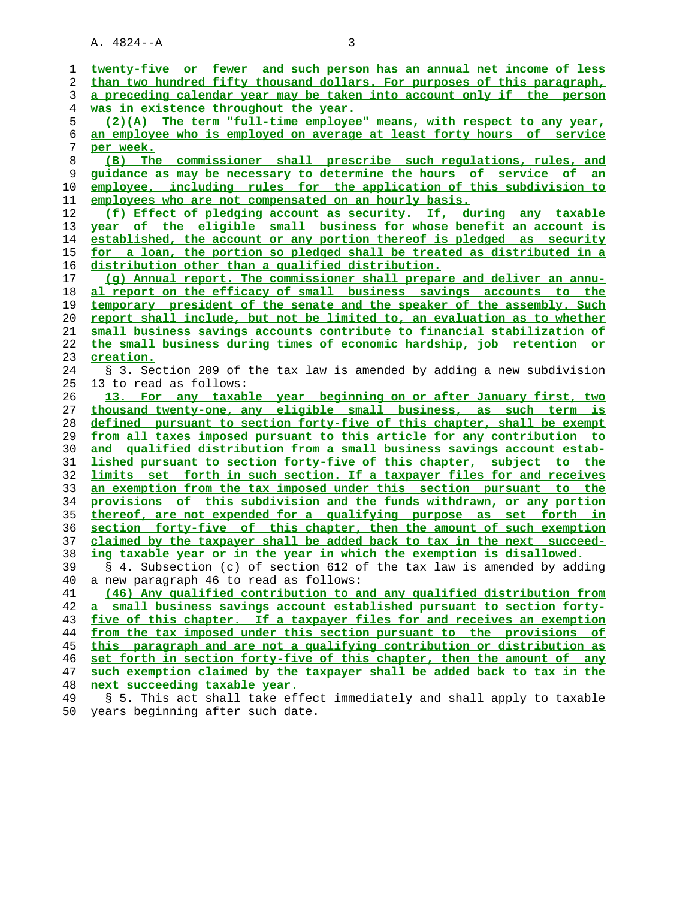twenty-five or fewer and such person has an annual net income of less than two hundred fifty thousand dollars. For purposes of this paragraph, a preceding calendar year may be taken into account only if the person was in existence throughout the year.

(2)(A) The term "full-time employee" means, with respect to any year, an employee who is employed on average at least forty hours of service per week.

(B) The commissioner shall prescribe such regulations, rules, and guidance as may be necessary to determine the hours of service of an employee, including rules for the application of this subdivision to employees who are not compensated on an hourly basis.

(f) Effect of pledging account as security. If, during any taxable year of the eligible small business for whose benefit an account is established, the account or any portion thereof is pledged as security for a loan, the portion so pledged shall be treated as distributed in a distribution other than a qualified distribution.

(g) Annual report. The commissioner shall prepare and deliver an annual report on the efficacy of small business savings accounts to the temporary president of the senate and the speaker of the assembly. Such report shall include, but not be limited to, an evaluation as to whether small business savings accounts contribute to financial stabilization of the small business during times of economic hardship, job retention or creation.

§ 3. Section 209 of the tax law is amended by adding a new subdivision 13 to read as follows:

13. For any taxable year beginning on or after January first, two thousand twenty-one, any eligible small business, as such term is defined pursuant to section forty-five of this chapter, shall be exempt from all taxes imposed pursuant to this article for any contribution to and qualified distribution from a small business savings account established pursuant to section forty-five of this chapter, subject to the limits set forth in such section. If a taxpayer files for and receives an exemption from the tax imposed under this section pursuant to the provisions of this subdivision and the funds withdrawn, or any portion thereof, are not expended for a qualifying purpose as set forth in section forty-five of this chapter, then the amount of such exemption claimed by the taxpayer shall be added back to tax in the next succeeding taxable year or in the year in which the exemption is disallowed.

§ 4. Subsection (c) of section 612 of the tax law is amended by adding a new paragraph 46 to read as follows:

(46) Any qualified contribution to and any qualified distribution from a small business savings account established pursuant to section forty-five of this chapter. If a taxpayer files for and receives an exemption from the tax imposed under this section pursuant to the provisions of this paragraph and are not a qualifying contribution or distribution as set forth in section forty-five of this chapter, then the amount of any such exemption claimed by the taxpayer shall be added back to tax in the next succeeding taxable year.

§ 5. This act shall take effect immediately and shall apply to taxable years beginning after such date.